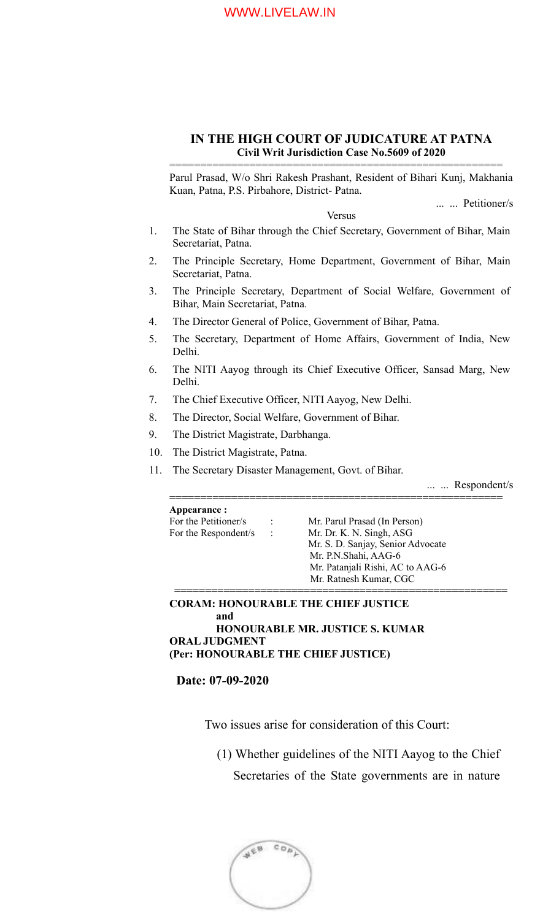# IN THE HIGH COURT OF JUDICATURE AT PATNA

**Civil Writ Jurisdiction Case No.5609 of 2020**

---

Parul Prasad, W/o Shri Rakesh Prashant, Resident of Bihari Kunj, Makhania Kuan, Patna, P.S. Pirbahore, District- Patna.

... ... Petitioner/s

Versus

1. The State of Bihar through the Chief Secretary, Government of Bihar, Main Secretariat, Patna.
2. The Principle Secretary, Home Department, Government of Bihar, Main Secretariat, Patna.
3. The Principle Secretary, Department of Social Welfare, Government of Bihar, Main Secretariat, Patna.
4. The Director General of Police, Government of Bihar, Patna.
5. The Secretary, Department of Home Affairs, Government of India, New Delhi.
6. The NITI Aayog through its Chief Executive Officer, Sansad Marg, New Delhi.
7. The Chief Executive Officer, NITI Aayog, New Delhi.
8. The Director, Social Welfare, Government of Bihar.
9. The District Magistrate, Darbhanga.
10. The District Magistrate, Patna.
11. The Secretary Disaster Management, Govt. of Bihar.

... ... Respondent/s

---

**Appearance :**

| | | |
|---|---|---|
| For the Petitioner/s | : | Mr. Parul Prasad (In Person) |
| For the Respondent/s | : | Mr. Dr. K. N. Singh, ASG |
| | | Mr. S. D. Sanjay, Senior Advocate |
| | | Mr. P.N.Shahi, AAG-6 |
| | | Mr. Patanjali Rishi, AC to AAG-6 |
| | | Mr. Ratnesh Kumar, CGC |

---

**CORAM: HONOURABLE THE CHIEF JUSTICE**
**and**
**HONOURABLE MR. JUSTICE S. KUMAR**
**ORAL JUDGMENT**
**(Per: HONOURABLE THE CHIEF JUSTICE)**

**Date: 07-09-2020**

Two issues arise for consideration of this Court:

(1) Whether guidelines of the NITI Aayog to the Chief Secretaries of the State governments are in nature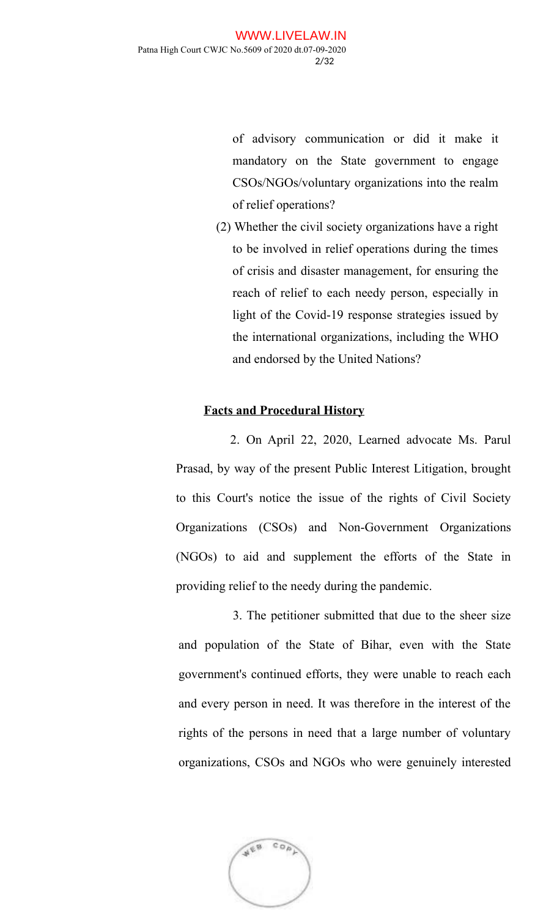of advisory communication or did it make it mandatory on the State government to engage CSOs/NGOs/voluntary organizations into the realm of relief operations?

(2) Whether the civil society organizations have a right to be involved in relief operations during the times of crisis and disaster management, for ensuring the reach of relief to each needy person, especially in light of the Covid-19 response strategies issued by the international organizations, including the WHO and endorsed by the United Nations?

**Facts and Procedural History**

2. On April 22, 2020, Learned advocate Ms. Parul Prasad, by way of the present Public Interest Litigation, brought to this Court's notice the issue of the rights of Civil Society Organizations (CSOs) and Non-Government Organizations (NGOs) to aid and supplement the efforts of the State in providing relief to the needy during the pandemic.

3. The petitioner submitted that due to the sheer size and population of the State of Bihar, even with the State government's continued efforts, they were unable to reach each and every person in need. It was therefore in the interest of the rights of the persons in need that a large number of voluntary organizations, CSOs and NGOs who were genuinely interested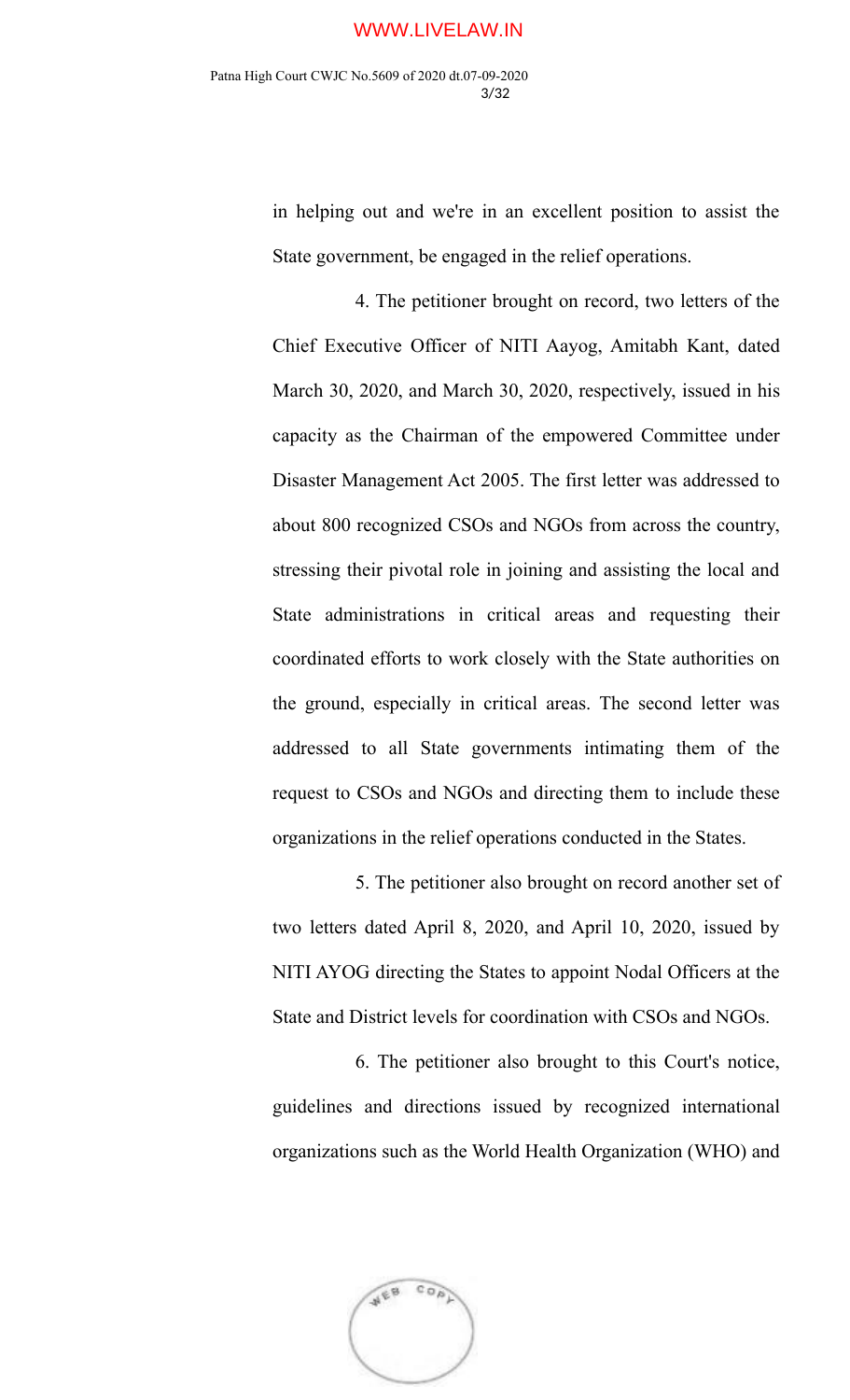in helping out and we're in an excellent position to assist the State government, be engaged in the relief operations.

4. The petitioner brought on record, two letters of the Chief Executive Officer of NITI Aayog, Amitabh Kant, dated March 30, 2020, and March 30, 2020, respectively, issued in his capacity as the Chairman of the empowered Committee under Disaster Management Act 2005. The first letter was addressed to about 800 recognized CSOs and NGOs from across the country, stressing their pivotal role in joining and assisting the local and State administrations in critical areas and requesting their coordinated efforts to work closely with the State authorities on the ground, especially in critical areas. The second letter was addressed to all State governments intimating them of the request to CSOs and NGOs and directing them to include these organizations in the relief operations conducted in the States.

5. The petitioner also brought on record another set of two letters dated April 8, 2020, and April 10, 2020, issued by NITI AYOG directing the States to appoint Nodal Officers at the State and District levels for coordination with CSOs and NGOs.

6. The petitioner also brought to this Court's notice, guidelines and directions issued by recognized international organizations such as the World Health Organization (WHO) and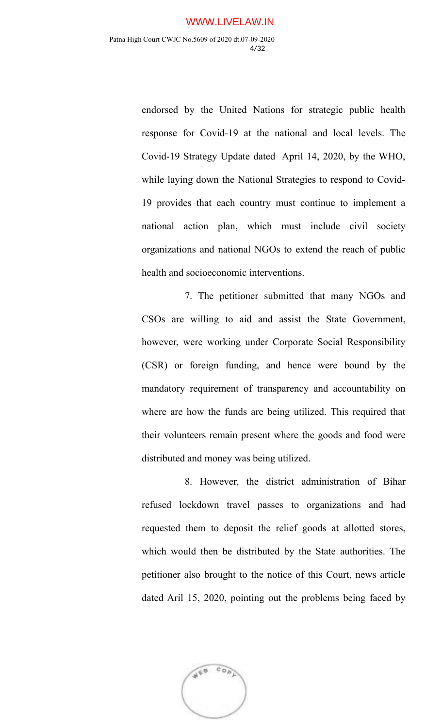endorsed by the United Nations for strategic public health response for Covid-19 at the national and local levels. The Covid-19 Strategy Update dated April 14, 2020, by the WHO, while laying down the National Strategies to respond to Covid-19 provides that each country must continue to implement a national action plan, which must include civil society organizations and national NGOs to extend the reach of public health and socioeconomic interventions.

7. The petitioner submitted that many NGOs and CSOs are willing to aid and assist the State Government, however, were working under Corporate Social Responsibility (CSR) or foreign funding, and hence were bound by the mandatory requirement of transparency and accountability on where are how the funds are being utilized. This required that their volunteers remain present where the goods and food were distributed and money was being utilized.

8. However, the district administration of Bihar refused lockdown travel passes to organizations and had requested them to deposit the relief goods at allotted stores, which would then be distributed by the State authorities. The petitioner also brought to the notice of this Court, news article dated Aril 15, 2020, pointing out the problems being faced by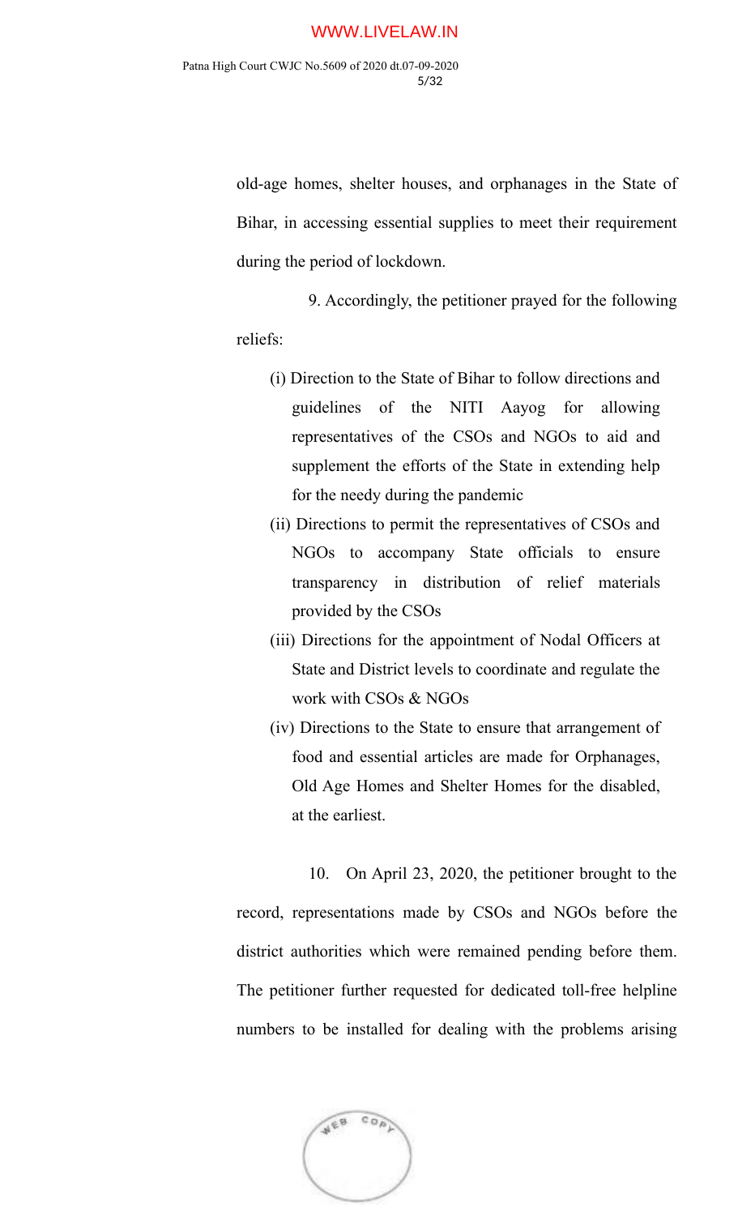old-age homes, shelter houses, and orphanages in the State of Bihar, in accessing essential supplies to meet their requirement during the period of lockdown.

9. Accordingly, the petitioner prayed for the following reliefs:

(i) Direction to the State of Bihar to follow directions and guidelines of the NITI Aayog for allowing representatives of the CSOs and NGOs to aid and supplement the efforts of the State in extending help for the needy during the pandemic

(ii) Directions to permit the representatives of CSOs and NGOs to accompany State officials to ensure transparency in distribution of relief materials provided by the CSOs

(iii) Directions for the appointment of Nodal Officers at State and District levels to coordinate and regulate the work with CSOs & NGOs

(iv) Directions to the State to ensure that arrangement of food and essential articles are made for Orphanages, Old Age Homes and Shelter Homes for the disabled, at the earliest.

10. On April 23, 2020, the petitioner brought to the record, representations made by CSOs and NGOs before the district authorities which were remained pending before them. The petitioner further requested for dedicated toll-free helpline numbers to be installed for dealing with the problems arising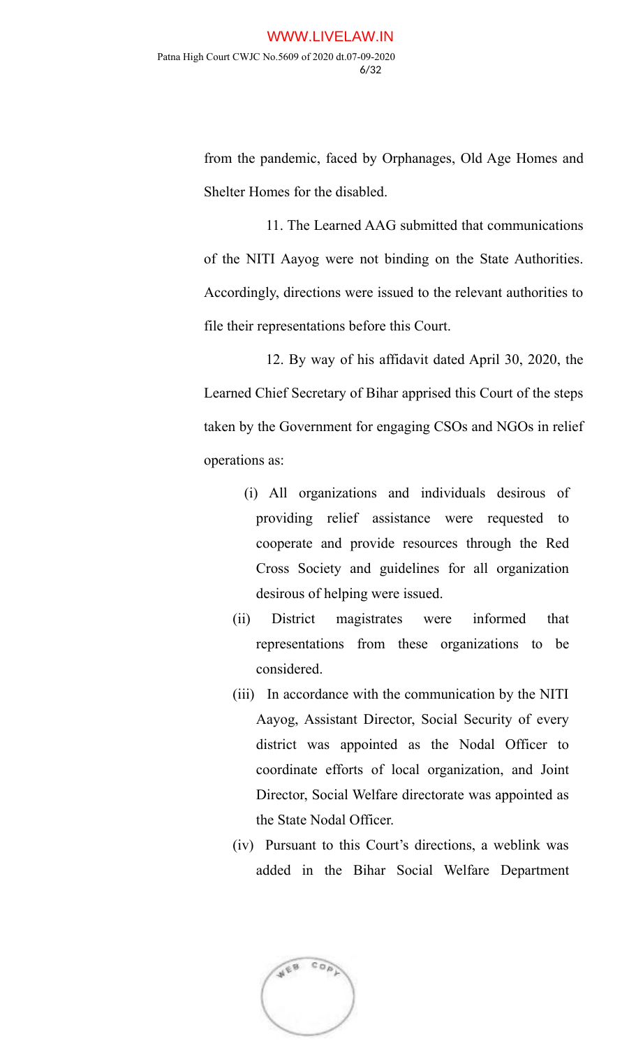from the pandemic, faced by Orphanages, Old Age Homes and Shelter Homes for the disabled.

11. The Learned AAG submitted that communications of the NITI Aayog were not binding on the State Authorities. Accordingly, directions were issued to the relevant authorities to file their representations before this Court.

12. By way of his affidavit dated April 30, 2020, the Learned Chief Secretary of Bihar apprised this Court of the steps taken by the Government for engaging CSOs and NGOs in relief operations as:

(i) All organizations and individuals desirous of providing relief assistance were requested to cooperate and provide resources through the Red Cross Society and guidelines for all organization desirous of helping were issued.

(ii) District magistrates were informed that representations from these organizations to be considered.

(iii) In accordance with the communication by the NITI Aayog, Assistant Director, Social Security of every district was appointed as the Nodal Officer to coordinate efforts of local organization, and Joint Director, Social Welfare directorate was appointed as the State Nodal Officer.

(iv) Pursuant to this Court's directions, a weblink was added in the Bihar Social Welfare Department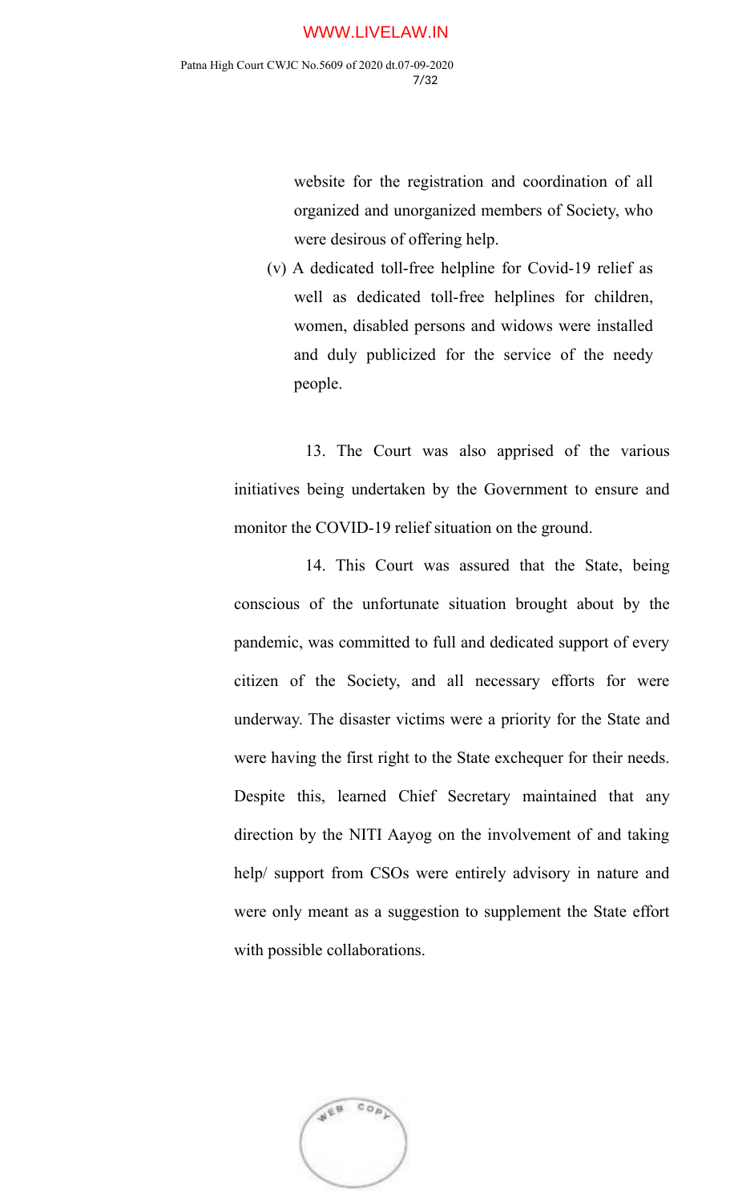website for the registration and coordination of all organized and unorganized members of Society, who were desirous of offering help.

(v) A dedicated toll-free helpline for Covid-19 relief as well as dedicated toll-free helplines for children, women, disabled persons and widows were installed and duly publicized for the service of the needy people.

13. The Court was also apprised of the various initiatives being undertaken by the Government to ensure and monitor the COVID-19 relief situation on the ground.

14. This Court was assured that the State, being conscious of the unfortunate situation brought about by the pandemic, was committed to full and dedicated support of every citizen of the Society, and all necessary efforts for were underway. The disaster victims were a priority for the State and were having the first right to the State exchequer for their needs. Despite this, learned Chief Secretary maintained that any direction by the NITI Aayog on the involvement of and taking help/ support from CSOs were entirely advisory in nature and were only meant as a suggestion to supplement the State effort with possible collaborations.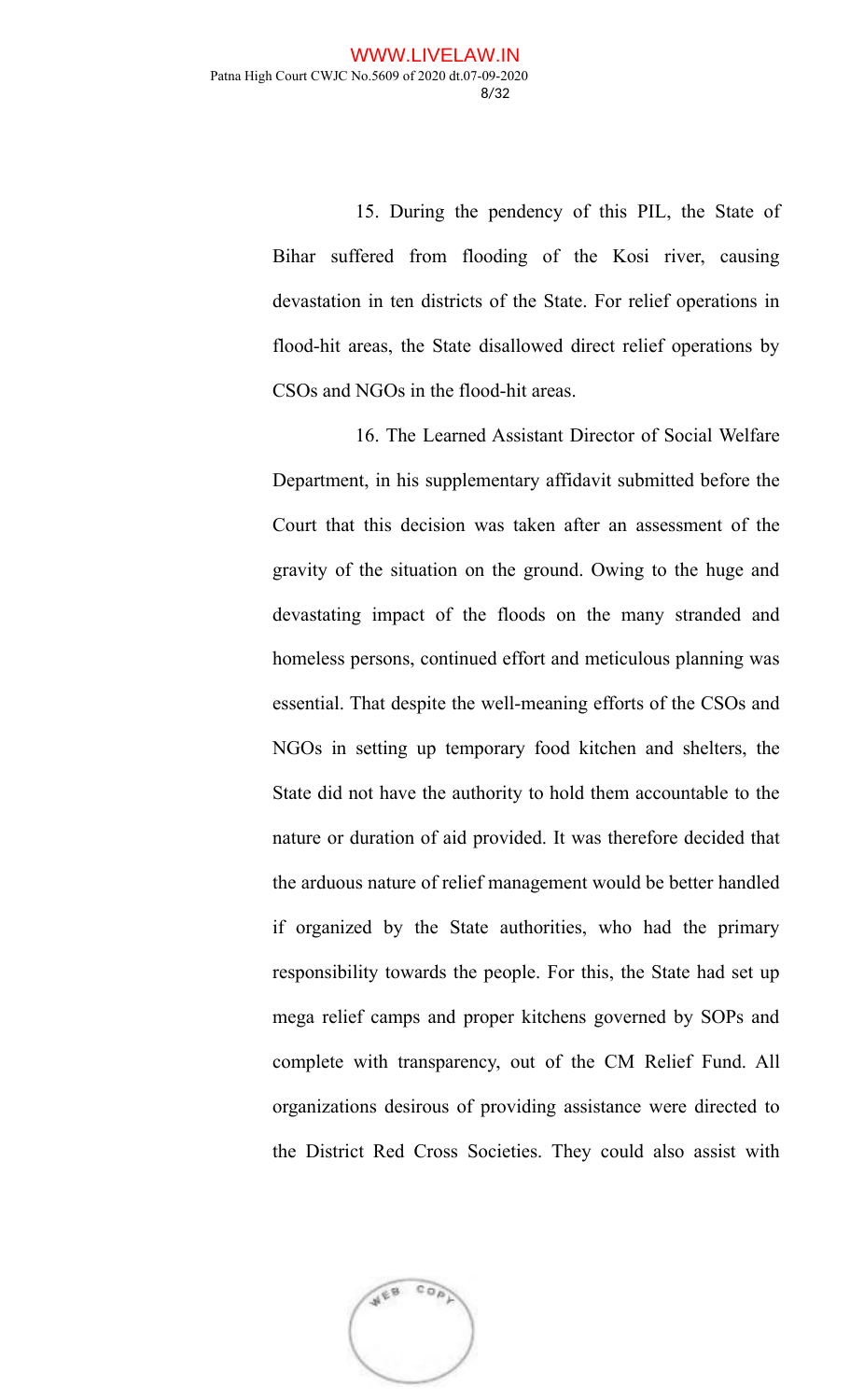15. During the pendency of this PIL, the State of Bihar suffered from flooding of the Kosi river, causing devastation in ten districts of the State. For relief operations in flood-hit areas, the State disallowed direct relief operations by CSOs and NGOs in the flood-hit areas.

16. The Learned Assistant Director of Social Welfare Department, in his supplementary affidavit submitted before the Court that this decision was taken after an assessment of the gravity of the situation on the ground. Owing to the huge and devastating impact of the floods on the many stranded and homeless persons, continued effort and meticulous planning was essential. That despite the well-meaning efforts of the CSOs and NGOs in setting up temporary food kitchen and shelters, the State did not have the authority to hold them accountable to the nature or duration of aid provided. It was therefore decided that the arduous nature of relief management would be better handled if organized by the State authorities, who had the primary responsibility towards the people. For this, the State had set up mega relief camps and proper kitchens governed by SOPs and complete with transparency, out of the CM Relief Fund. All organizations desirous of providing assistance were directed to the District Red Cross Societies. They could also assist with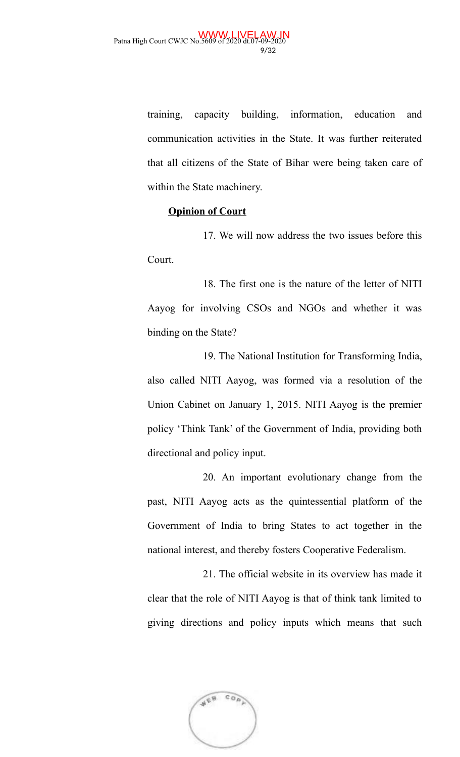training, capacity building, information, education and communication activities in the State. It was further reiterated that all citizens of the State of Bihar were being taken care of within the State machinery.

**Opinion of Court**

17. We will now address the two issues before this Court.

18. The first one is the nature of the letter of NITI Aayog for involving CSOs and NGOs and whether it was binding on the State?

19. The National Institution for Transforming India, also called NITI Aayog, was formed via a resolution of the Union Cabinet on January 1, 2015. NITI Aayog is the premier policy 'Think Tank' of the Government of India, providing both directional and policy input.

20. An important evolutionary change from the past, NITI Aayog acts as the quintessential platform of the Government of India to bring States to act together in the national interest, and thereby fosters Cooperative Federalism.

21. The official website in its overview has made it clear that the role of NITI Aayog is that of think tank limited to giving directions and policy inputs which means that such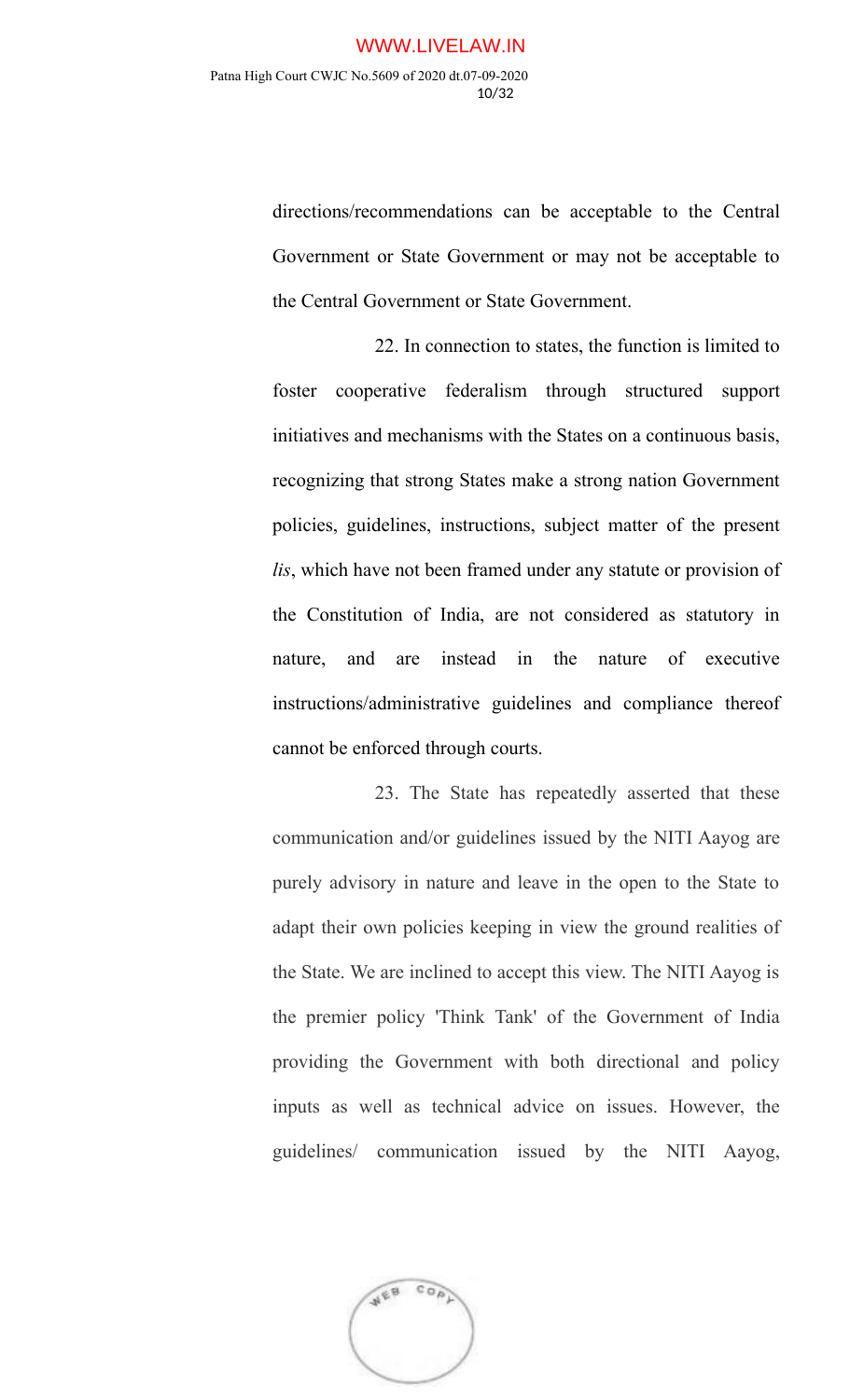directions/recommendations can be acceptable to the Central Government or State Government or may not be acceptable to the Central Government or State Government.

22. In connection to states, the function is limited to foster cooperative federalism through structured support initiatives and mechanisms with the States on a continuous basis, recognizing that strong States make a strong nation Government policies, guidelines, instructions, subject matter of the present *lis*, which have not been framed under any statute or provision of the Constitution of India, are not considered as statutory in nature, and are instead in the nature of executive instructions/administrative guidelines and compliance thereof cannot be enforced through courts.

23. The State has repeatedly asserted that these communication and/or guidelines issued by the NITI Aayog are purely advisory in nature and leave in the open to the State to adapt their own policies keeping in view the ground realities of the State. We are inclined to accept this view. The NITI Aayog is the premier policy 'Think Tank' of the Government of India providing the Government with both directional and policy inputs as well as technical advice on issues. However, the guidelines/ communication issued by the NITI Aayog,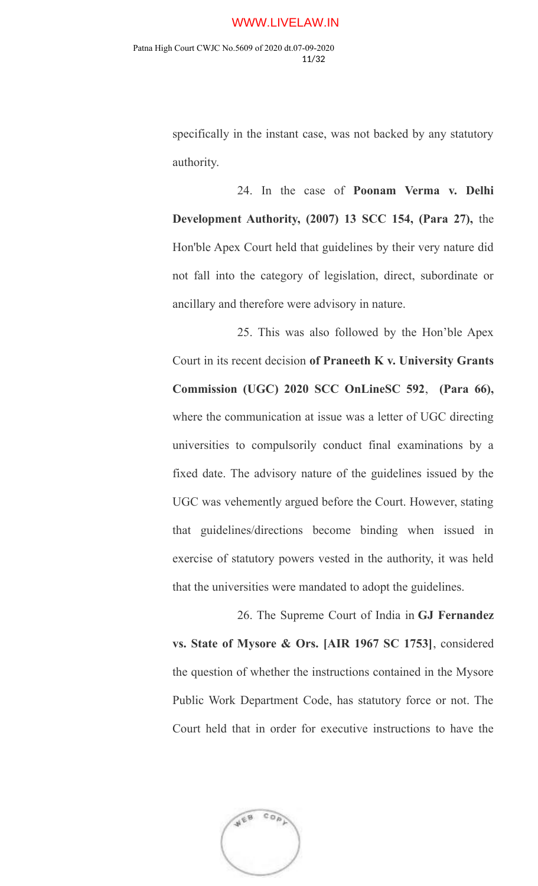specifically in the instant case, was not backed by any statutory authority.

24. In the case of **Poonam Verma v. Delhi Development Authority, (2007) 13 SCC 154, (Para 27),** the Hon'ble Apex Court held that guidelines by their very nature did not fall into the category of legislation, direct, subordinate or ancillary and therefore were advisory in nature.

25. This was also followed by the Hon'ble Apex Court in its recent decision **of Praneeth K v. University Grants Commission (UGC) 2020 SCC OnLineSC 592**, **(Para 66),** where the communication at issue was a letter of UGC directing universities to compulsorily conduct final examinations by a fixed date. The advisory nature of the guidelines issued by the UGC was vehemently argued before the Court. However, stating that guidelines/directions become binding when issued in exercise of statutory powers vested in the authority, it was held that the universities were mandated to adopt the guidelines.

26. The Supreme Court of India in **GJ Fernandez vs. State of Mysore & Ors. [AIR 1967 SC 1753]**, considered the question of whether the instructions contained in the Mysore Public Work Department Code, has statutory force or not. The Court held that in order for executive instructions to have the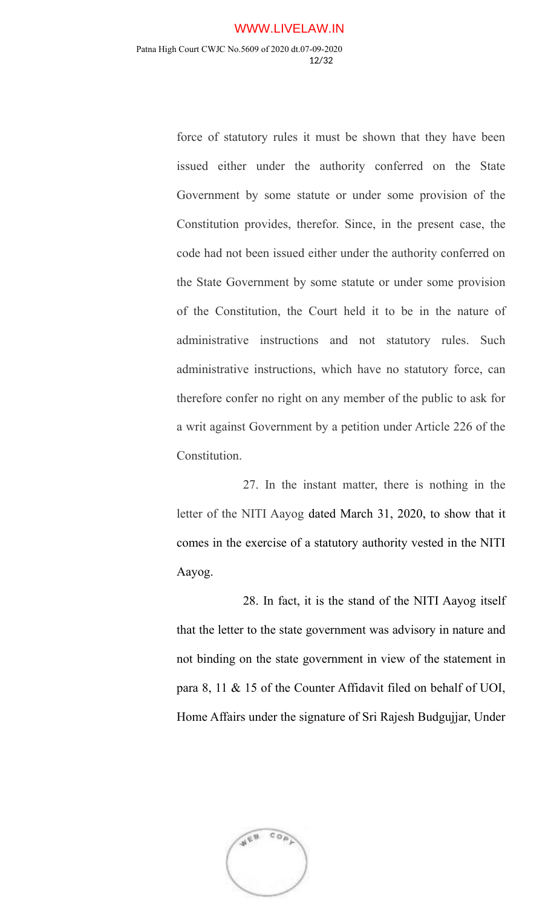force of statutory rules it must be shown that they have been issued either under the authority conferred on the State Government by some statute or under some provision of the Constitution provides, therefor. Since, in the present case, the code had not been issued either under the authority conferred on the State Government by some statute or under some provision of the Constitution, the Court held it to be in the nature of administrative instructions and not statutory rules. Such administrative instructions, which have no statutory force, can therefore confer no right on any member of the public to ask for a writ against Government by a petition under Article 226 of the Constitution.

27. In the instant matter, there is nothing in the letter of the NITI Aayog dated March 31, 2020, to show that it comes in the exercise of a statutory authority vested in the NITI Aayog.

28. In fact, it is the stand of the NITI Aayog itself that the letter to the state government was advisory in nature and not binding on the state government in view of the statement in para 8, 11 & 15 of the Counter Affidavit filed on behalf of UOI, Home Affairs under the signature of Sri Rajesh Budgujjar, Under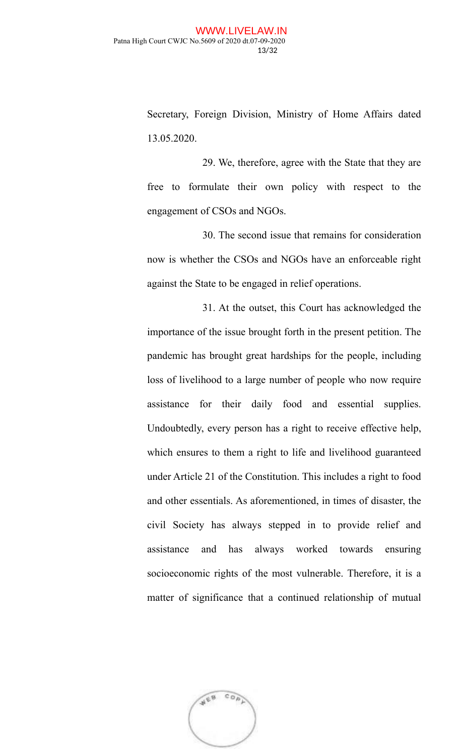Secretary, Foreign Division, Ministry of Home Affairs dated 13.05.2020.

29. We, therefore, agree with the State that they are free to formulate their own policy with respect to the engagement of CSOs and NGOs.

30. The second issue that remains for consideration now is whether the CSOs and NGOs have an enforceable right against the State to be engaged in relief operations.

31. At the outset, this Court has acknowledged the importance of the issue brought forth in the present petition. The pandemic has brought great hardships for the people, including loss of livelihood to a large number of people who now require assistance for their daily food and essential supplies. Undoubtedly, every person has a right to receive effective help, which ensures to them a right to life and livelihood guaranteed under Article 21 of the Constitution. This includes a right to food and other essentials. As aforementioned, in times of disaster, the civil Society has always stepped in to provide relief and assistance and has always worked towards ensuring socioeconomic rights of the most vulnerable. Therefore, it is a matter of significance that a continued relationship of mutual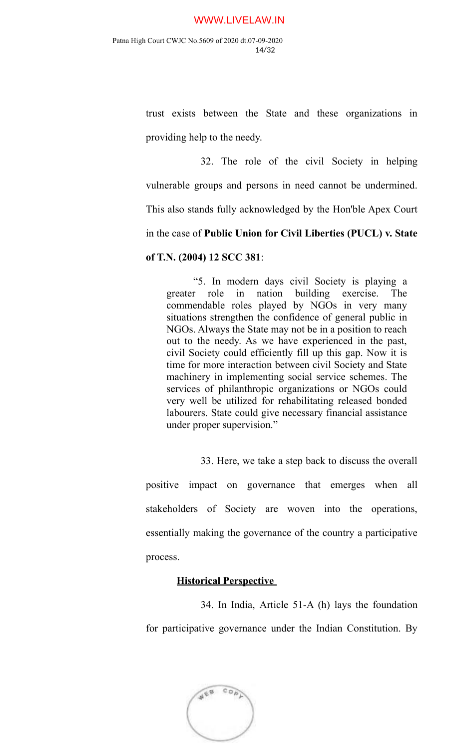trust exists between the State and these organizations in providing help to the needy.

32. The role of the civil Society in helping vulnerable groups and persons in need cannot be undermined. This also stands fully acknowledged by the Hon'ble Apex Court in the case of **Public Union for Civil Liberties (PUCL) v. State of T.N. (2004) 12 SCC 381**:

> "5. In modern days civil Society is playing a greater role in nation building exercise. The commendable roles played by NGOs in very many situations strengthen the confidence of general public in NGOs. Always the State may not be in a position to reach out to the needy. As we have experienced in the past, civil Society could efficiently fill up this gap. Now it is time for more interaction between civil Society and State machinery in implementing social service schemes. The services of philanthropic organizations or NGOs could very well be utilized for rehabilitating released bonded labourers. State could give necessary financial assistance under proper supervision."

33. Here, we take a step back to discuss the overall positive impact on governance that emerges when all stakeholders of Society are woven into the operations, essentially making the governance of the country a participative process.

**Historical Perspective**

34. In India, Article 51-A (h) lays the foundation for participative governance under the Indian Constitution. By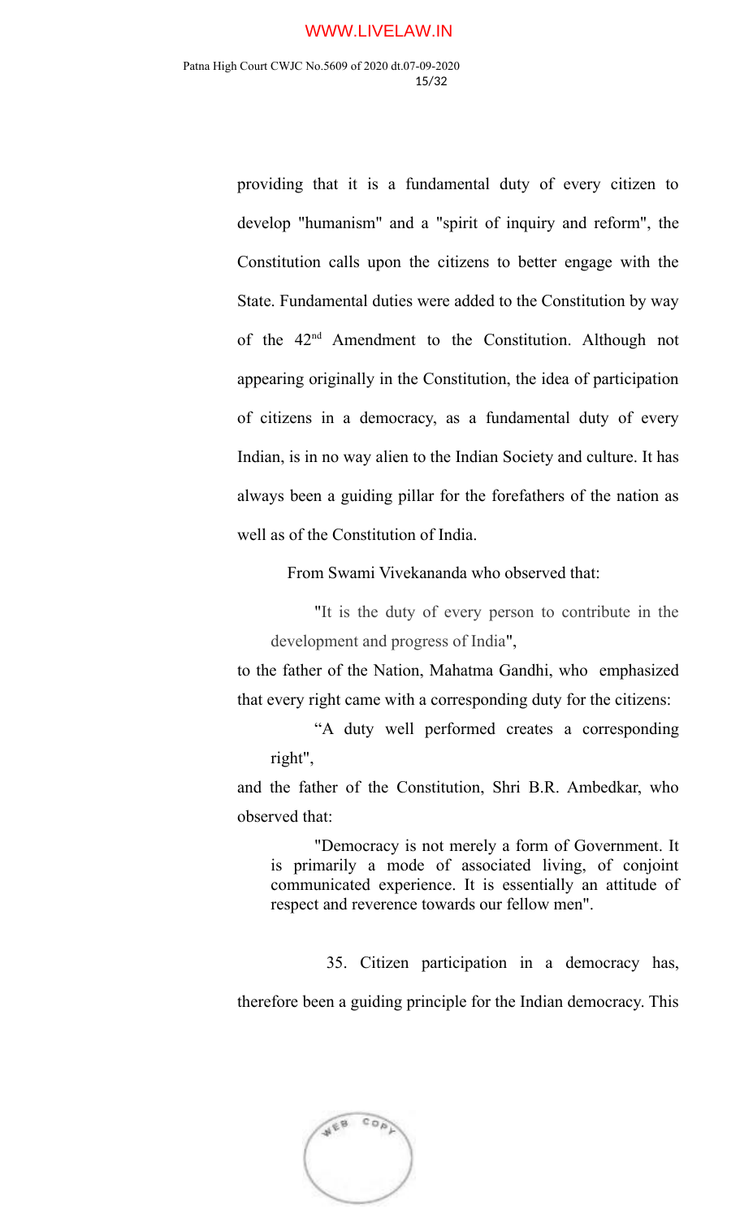providing that it is a fundamental duty of every citizen to develop "humanism" and a "spirit of inquiry and reform", the Constitution calls upon the citizens to better engage with the State. Fundamental duties were added to the Constitution by way of the 42nd Amendment to the Constitution. Although not appearing originally in the Constitution, the idea of participation of citizens in a democracy, as a fundamental duty of every Indian, is in no way alien to the Indian Society and culture. It has always been a guiding pillar for the forefathers of the nation as well as of the Constitution of India.

From Swami Vivekananda who observed that:

> "It is the duty of every person to contribute in the development and progress of India",

to the father of the Nation, Mahatma Gandhi, who emphasized that every right came with a corresponding duty for the citizens:

> "A duty well performed creates a corresponding right",

and the father of the Constitution, Shri B.R. Ambedkar, who observed that:

> "Democracy is not merely a form of Government. It is primarily a mode of associated living, of conjoint communicated experience. It is essentially an attitude of respect and reverence towards our fellow men".

35. Citizen participation in a democracy has, therefore been a guiding principle for the Indian democracy. This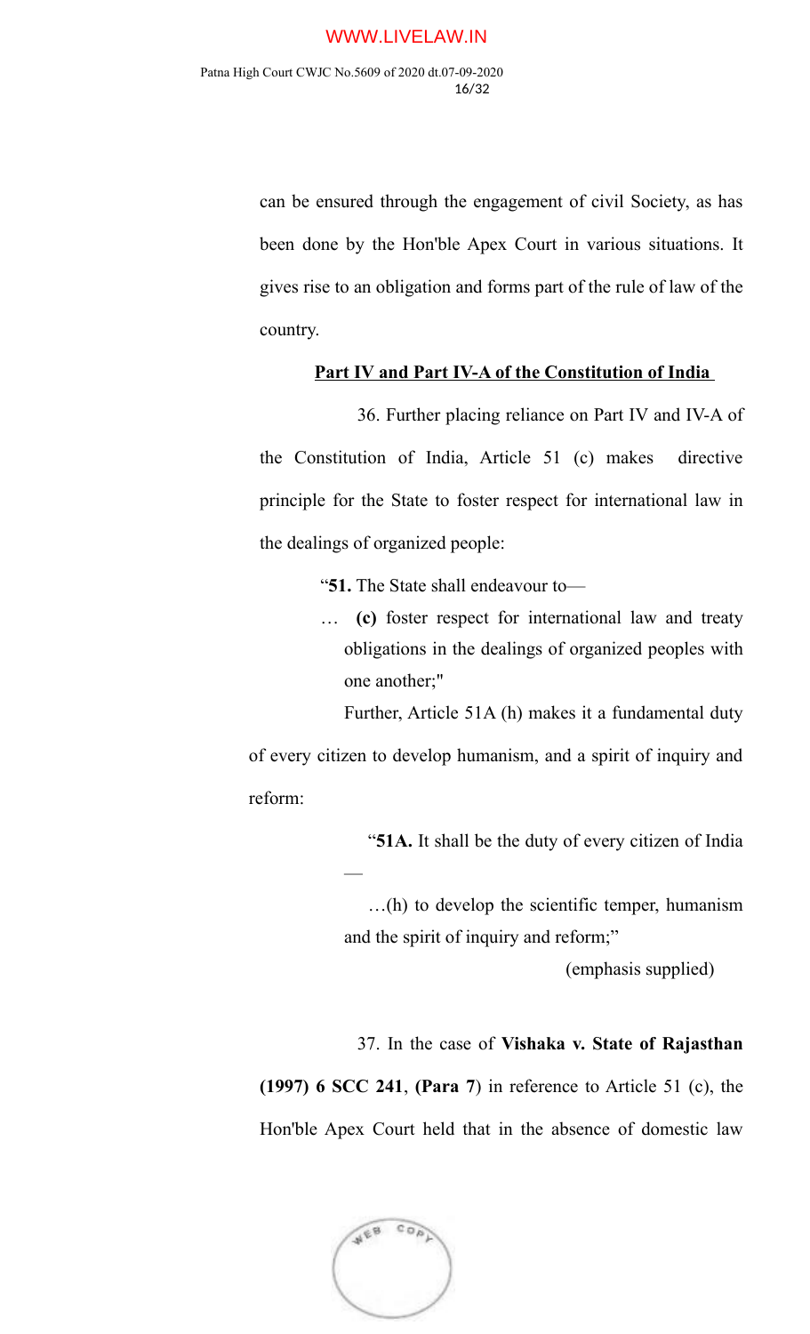can be ensured through the engagement of civil Society, as has been done by the Hon'ble Apex Court in various situations. It gives rise to an obligation and forms part of the rule of law of the country.

**Part IV and Part IV-A of the Constitution of India**

36. Further placing reliance on Part IV and IV-A of the Constitution of India, Article 51 (c) makes directive principle for the State to foster respect for international law in the dealings of organized people:

> "**51.** The State shall endeavour to—
>
> … **(c)** foster respect for international law and treaty obligations in the dealings of organized peoples with one another;"

Further, Article 51A (h) makes it a fundamental duty of every citizen to develop humanism, and a spirit of inquiry and reform:

> "**51A.** It shall be the duty of every citizen of India —
>
> …(h) to develop the scientific temper, humanism and the spirit of inquiry and reform;"
>
> (emphasis supplied)

37. In the case of **Vishaka v. State of Rajasthan (1997) 6 SCC 241**, **(Para 7**) in reference to Article 51 (c), the Hon'ble Apex Court held that in the absence of domestic law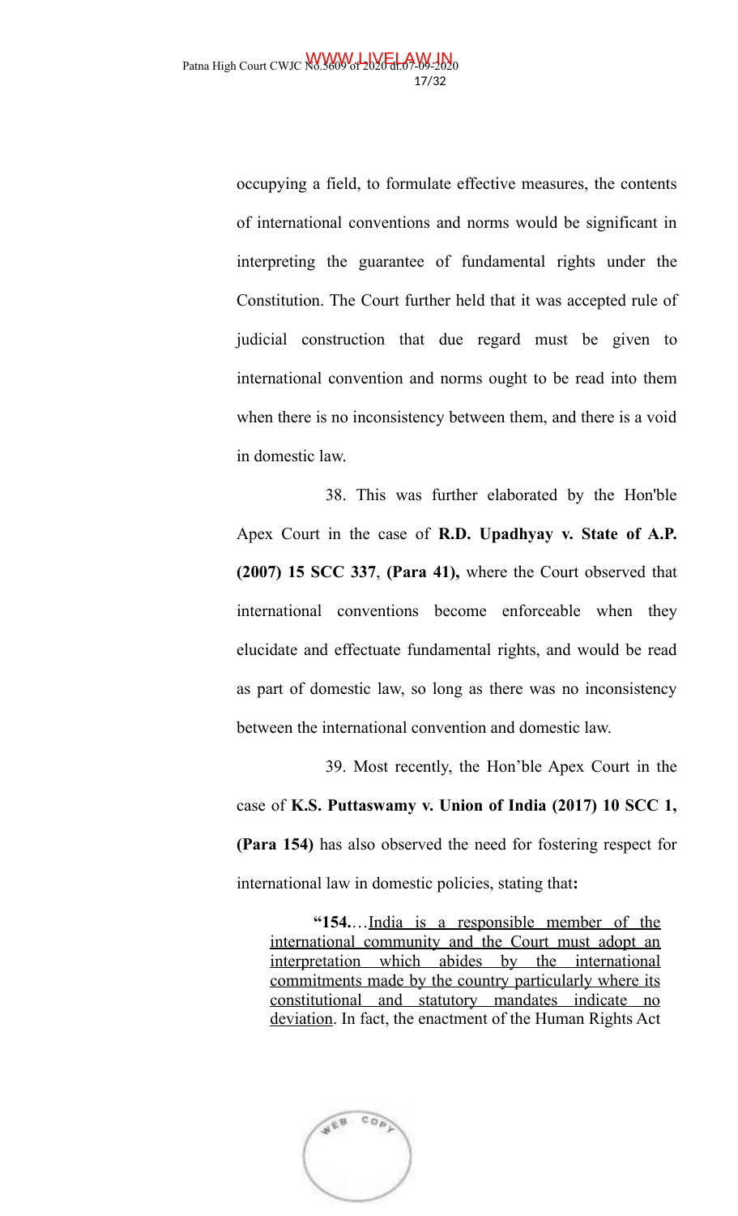occupying a field, to formulate effective measures, the contents of international conventions and norms would be significant in interpreting the guarantee of fundamental rights under the Constitution. The Court further held that it was accepted rule of judicial construction that due regard must be given to international convention and norms ought to be read into them when there is no inconsistency between them, and there is a void in domestic law.

38. This was further elaborated by the Hon'ble Apex Court in the case of **R.D. Upadhyay v. State of A.P. (2007) 15 SCC 337**, **(Para 41),** where the Court observed that international conventions become enforceable when they elucidate and effectuate fundamental rights, and would be read as part of domestic law, so long as there was no inconsistency between the international convention and domestic law.

39. Most recently, the Hon'ble Apex Court in the case of **K.S. Puttaswamy v. Union of India (2017) 10 SCC 1, (Para 154)** has also observed the need for fostering respect for international law in domestic policies, stating that**:**

> **"154.**…<u>India is a responsible member of the international community and the Court must adopt an interpretation which abides by the international commitments made by the country particularly where its constitutional and statutory mandates indicate no deviation</u>. In fact, the enactment of the Human Rights Act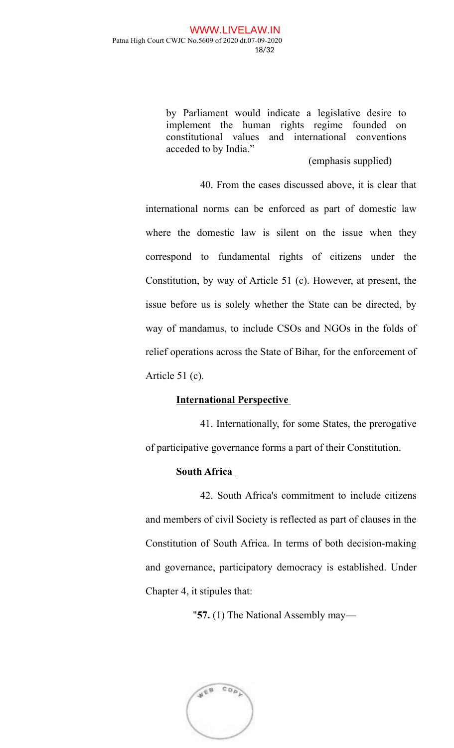by Parliament would indicate a legislative desire to implement the human rights regime founded on constitutional values and international conventions acceded to by India."

(emphasis supplied)

40. From the cases discussed above, it is clear that international norms can be enforced as part of domestic law where the domestic law is silent on the issue when they correspond to fundamental rights of citizens under the Constitution, by way of Article 51 (c). However, at present, the issue before us is solely whether the State can be directed, by way of mandamus, to include CSOs and NGOs in the folds of relief operations across the State of Bihar, for the enforcement of Article 51 (c).

**International Perspective**

41. Internationally, for some States, the prerogative of participative governance forms a part of their Constitution.

**South Africa**

42. South Africa's commitment to include citizens and members of civil Society is reflected as part of clauses in the Constitution of South Africa. In terms of both decision-making and governance, participatory democracy is established. Under Chapter 4, it stipulates that:

"**57.** (1) The National Assembly may—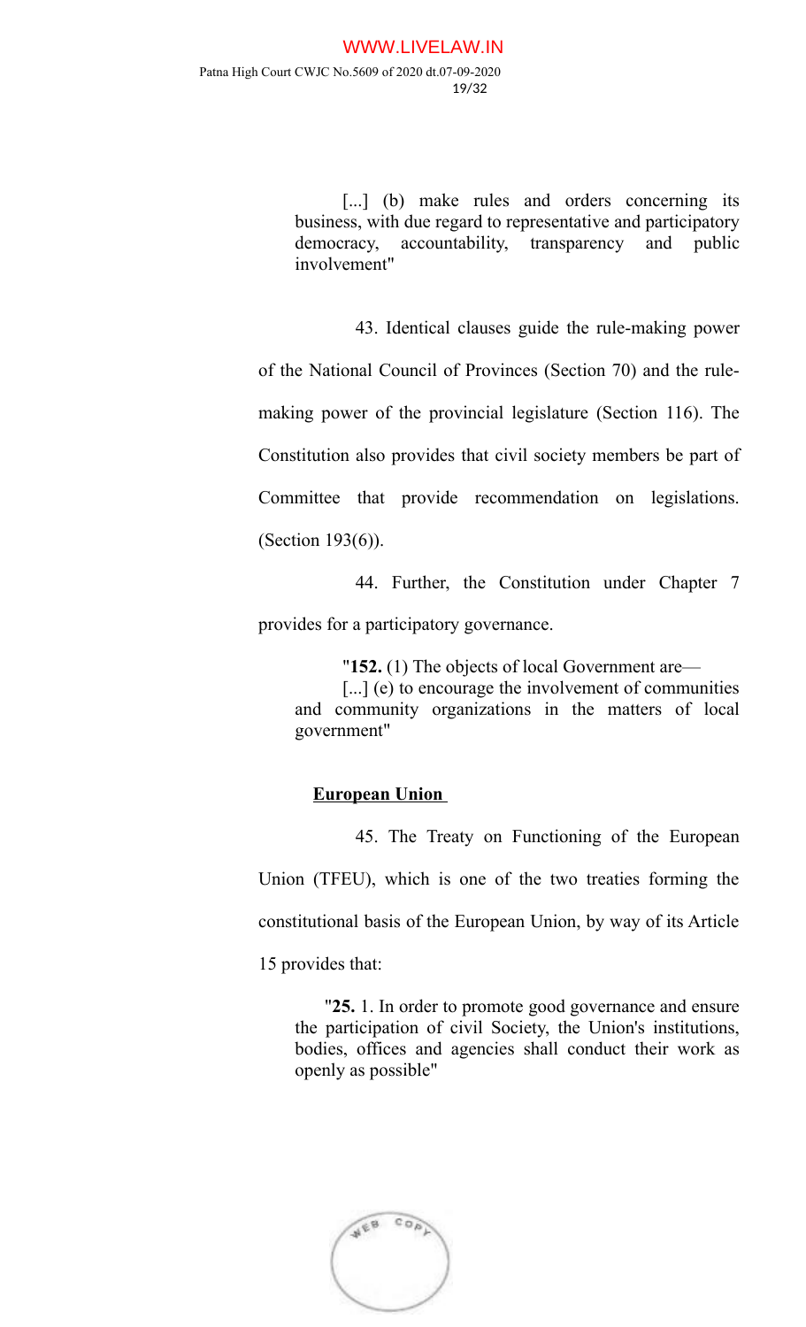> [...] (b) make rules and orders concerning its business, with due regard to representative and participatory democracy, accountability, transparency and public involvement"

43. Identical clauses guide the rule-making power of the National Council of Provinces (Section 70) and the rule-making power of the provincial legislature (Section 116). The Constitution also provides that civil society members be part of Committee that provide recommendation on legislations. (Section 193(6)).

44. Further, the Constitution under Chapter 7 provides for a participatory governance.

> "**152.** (1) The objects of local Government are—
>
> [...] (e) to encourage the involvement of communities and community organizations in the matters of local government"

**<u>European Union</u>**

45. The Treaty on Functioning of the European Union (TFEU), which is one of the two treaties forming the constitutional basis of the European Union, by way of its Article 15 provides that:

> "**25.** 1. In order to promote good governance and ensure the participation of civil Society, the Union's institutions, bodies, offices and agencies shall conduct their work as openly as possible"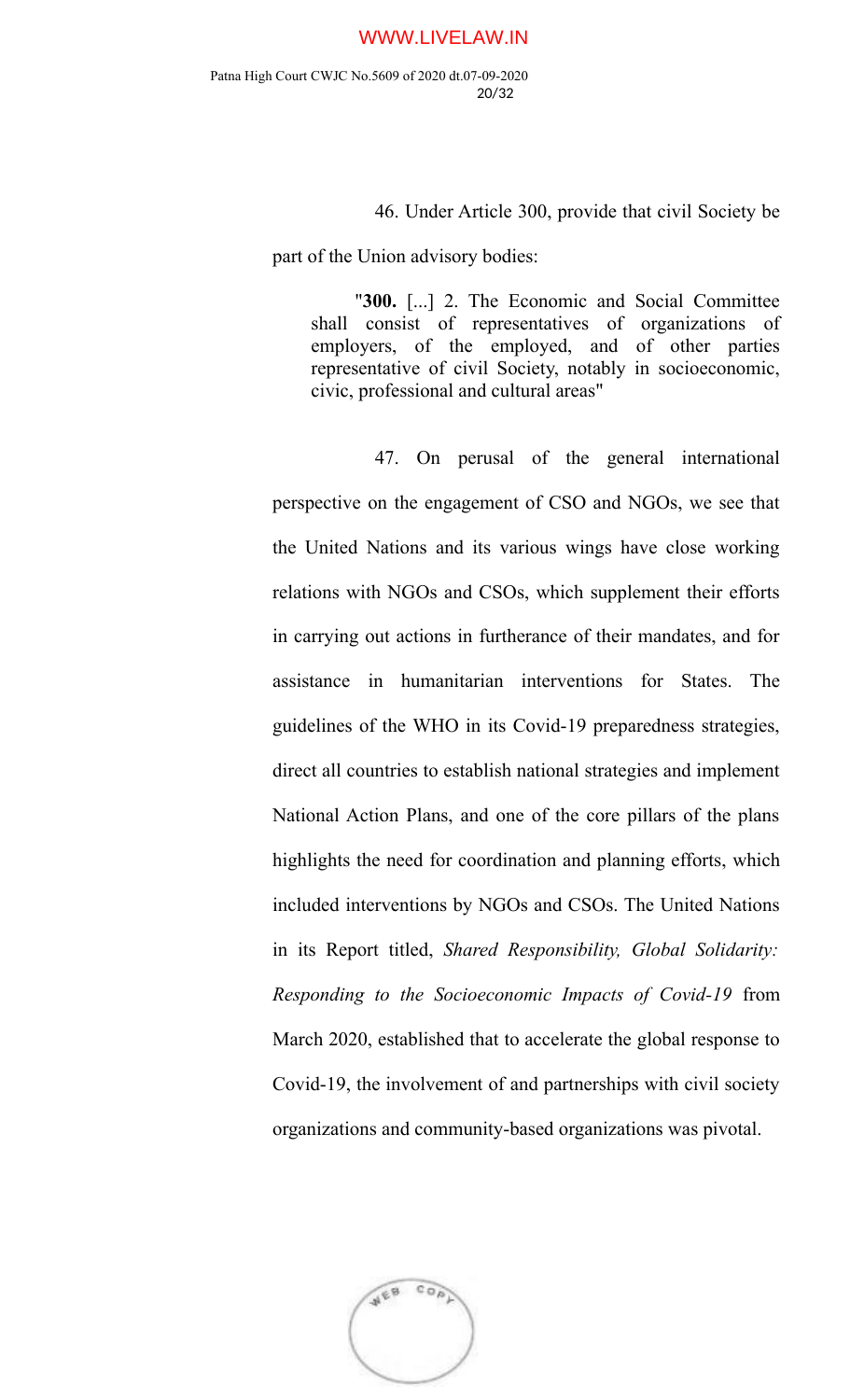46. Under Article 300, provide that civil Society be part of the Union advisory bodies:

> "**300.** [...] 2. The Economic and Social Committee shall consist of representatives of organizations of employers, of the employed, and of other parties representative of civil Society, notably in socioeconomic, civic, professional and cultural areas"

47. On perusal of the general international perspective on the engagement of CSO and NGOs, we see that the United Nations and its various wings have close working relations with NGOs and CSOs, which supplement their efforts in carrying out actions in furtherance of their mandates, and for assistance in humanitarian interventions for States. The guidelines of the WHO in its Covid-19 preparedness strategies, direct all countries to establish national strategies and implement National Action Plans, and one of the core pillars of the plans highlights the need for coordination and planning efforts, which included interventions by NGOs and CSOs. The United Nations in its Report titled, *Shared Responsibility, Global Solidarity: Responding to the Socioeconomic Impacts of Covid-19* from March 2020, established that to accelerate the global response to Covid-19, the involvement of and partnerships with civil society organizations and community-based organizations was pivotal.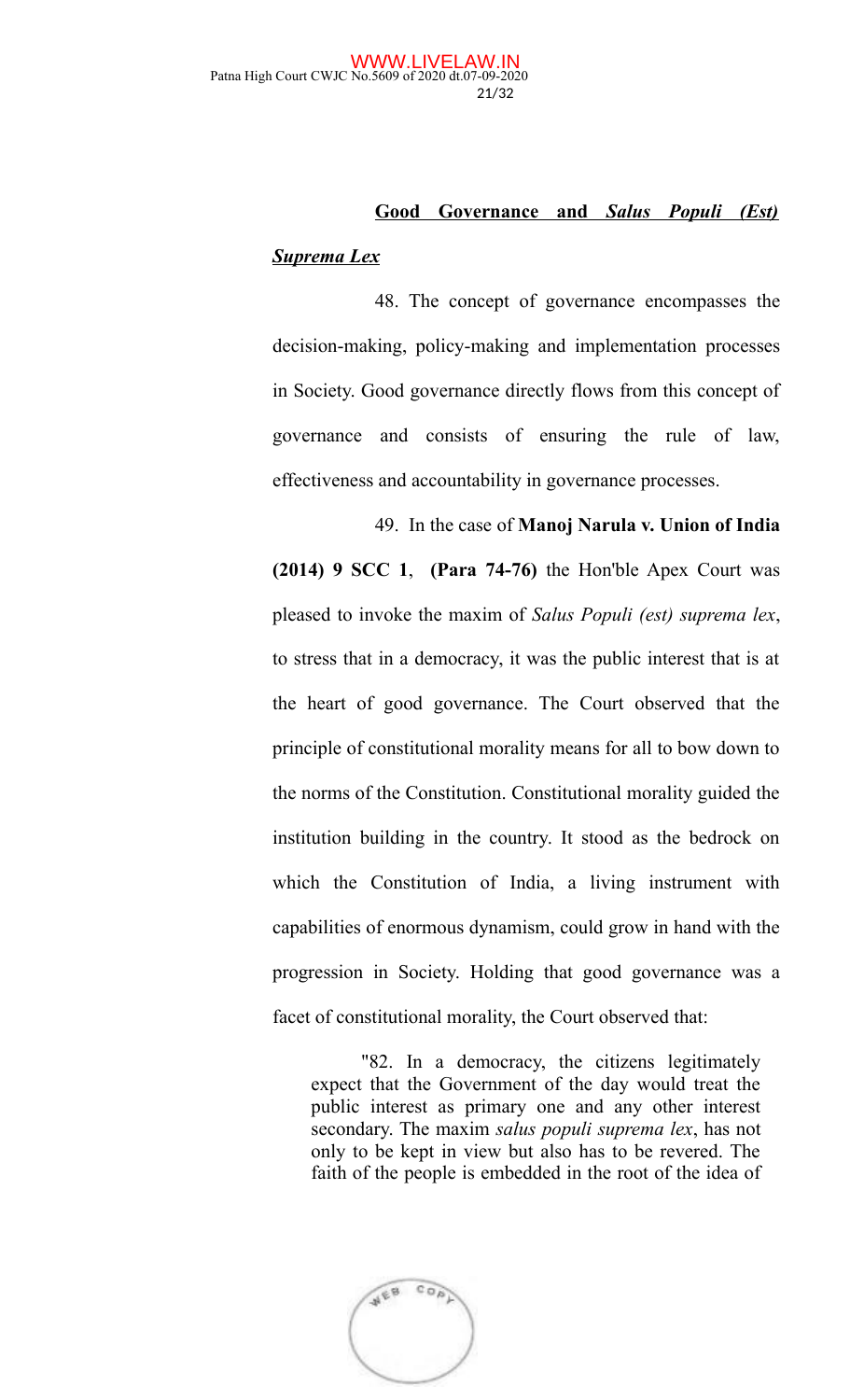**Good Governance and *Salus Populi (Est) Suprema Lex***

48. The concept of governance encompasses the decision-making, policy-making and implementation processes in Society. Good governance directly flows from this concept of governance and consists of ensuring the rule of law, effectiveness and accountability in governance processes.

49. In the case of **Manoj Narula v. Union of India (2014) 9 SCC 1**, **(Para 74-76)** the Hon'ble Apex Court was pleased to invoke the maxim of *Salus Populi (est) suprema lex*, to stress that in a democracy, it was the public interest that is at the heart of good governance. The Court observed that the principle of constitutional morality means for all to bow down to the norms of the Constitution. Constitutional morality guided the institution building in the country. It stood as the bedrock on which the Constitution of India, a living instrument with capabilities of enormous dynamism, could grow in hand with the progression in Society. Holding that good governance was a facet of constitutional morality, the Court observed that:

> "82. In a democracy, the citizens legitimately expect that the Government of the day would treat the public interest as primary one and any other interest secondary. The maxim *salus populi suprema lex*, has not only to be kept in view but also has to be revered. The faith of the people is embedded in the root of the idea of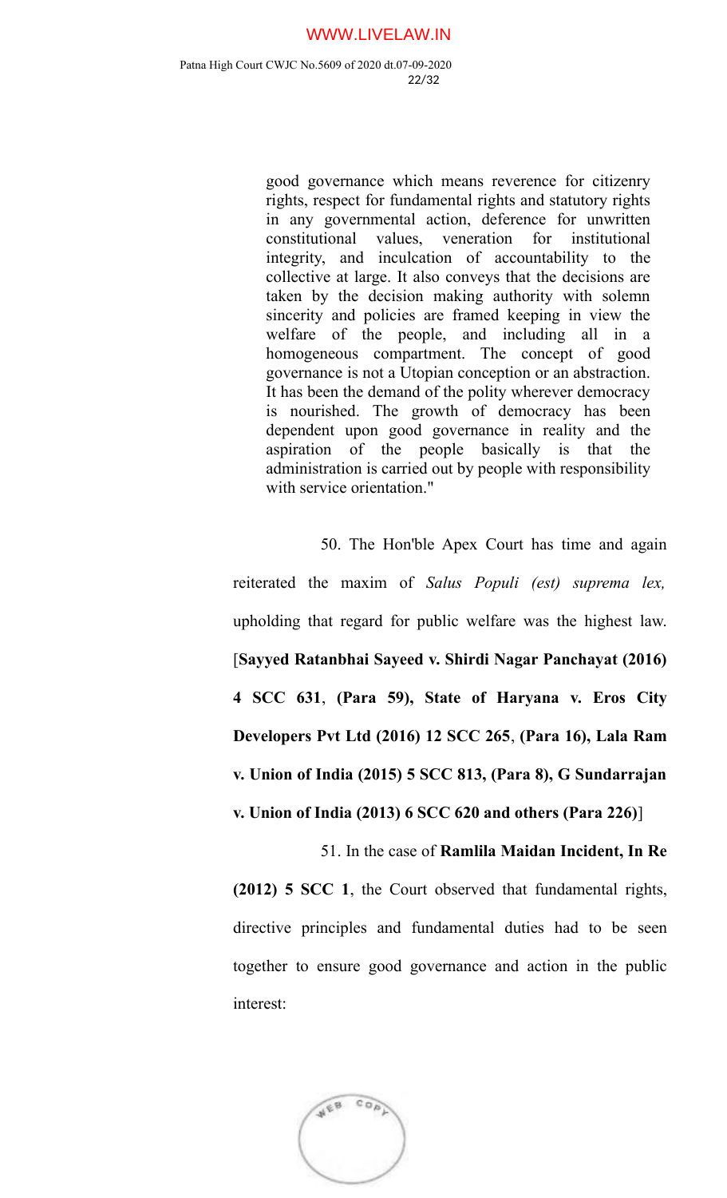> good governance which means reverence for citizenry rights, respect for fundamental rights and statutory rights in any governmental action, deference for unwritten constitutional values, veneration for institutional integrity, and inculcation of accountability to the collective at large. It also conveys that the decisions are taken by the decision making authority with solemn sincerity and policies are framed keeping in view the welfare of the people, and including all in a homogeneous compartment. The concept of good governance is not a Utopian conception or an abstraction. It has been the demand of the polity wherever democracy is nourished. The growth of democracy has been dependent upon good governance in reality and the aspiration of the people basically is that the administration is carried out by people with responsibility with service orientation."

50. The Hon'ble Apex Court has time and again reiterated the maxim of *Salus Populi (est) suprema lex,* upholding that regard for public welfare was the highest law. [**Sayyed Ratanbhai Sayeed v. Shirdi Nagar Panchayat (2016) 4 SCC 631**, **(Para 59), State of Haryana v. Eros City Developers Pvt Ltd (2016) 12 SCC 265**, **(Para 16), Lala Ram v. Union of India (2015) 5 SCC 813, (Para 8), G Sundarrajan v. Union of India (2013) 6 SCC 620 and others (Para 226)**]

51. In the case of **Ramlila Maidan Incident, In Re (2012) 5 SCC 1**, the Court observed that fundamental rights, directive principles and fundamental duties had to be seen together to ensure good governance and action in the public interest: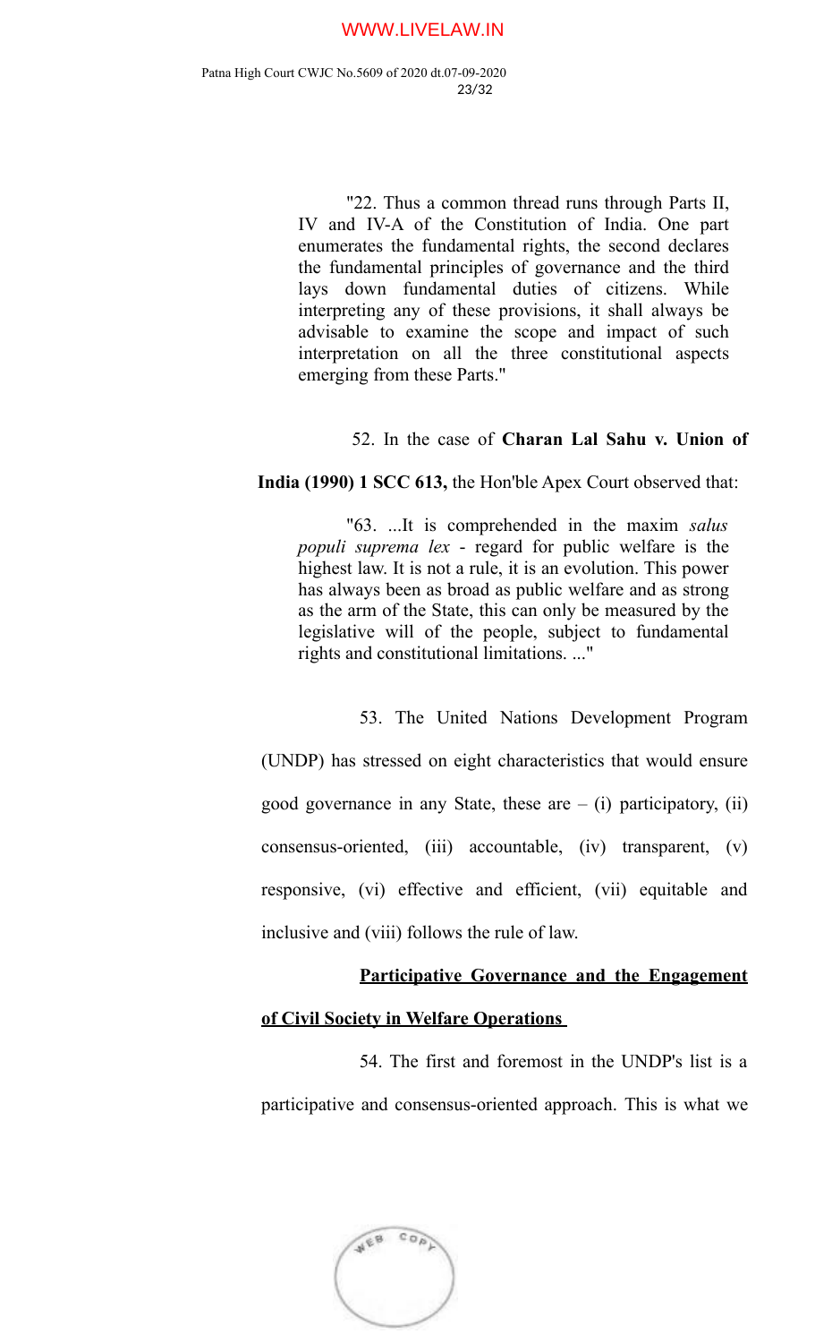"22. Thus a common thread runs through Parts II, IV and IV-A of the Constitution of India. One part enumerates the fundamental rights, the second declares the fundamental principles of governance and the third lays down fundamental duties of citizens. While interpreting any of these provisions, it shall always be advisable to examine the scope and impact of such interpretation on all the three constitutional aspects emerging from these Parts."

52. In the case of **Charan Lal Sahu v. Union of India (1990) 1 SCC 613,** the Hon'ble Apex Court observed that:

"63. ...It is comprehended in the maxim *salus populi suprema lex* - regard for public welfare is the highest law. It is not a rule, it is an evolution. This power has always been as broad as public welfare and as strong as the arm of the State, this can only be measured by the legislative will of the people, subject to fundamental rights and constitutional limitations. ..."

53. The United Nations Development Program (UNDP) has stressed on eight characteristics that would ensure good governance in any State, these are – (i) participatory, (ii) consensus-oriented, (iii) accountable, (iv) transparent, (v) responsive, (vi) effective and efficient, (vii) equitable and inclusive and (viii) follows the rule of law.

**Participative Governance and the Engagement of Civil Society in Welfare Operations**

54. The first and foremost in the UNDP's list is a participative and consensus-oriented approach. This is what we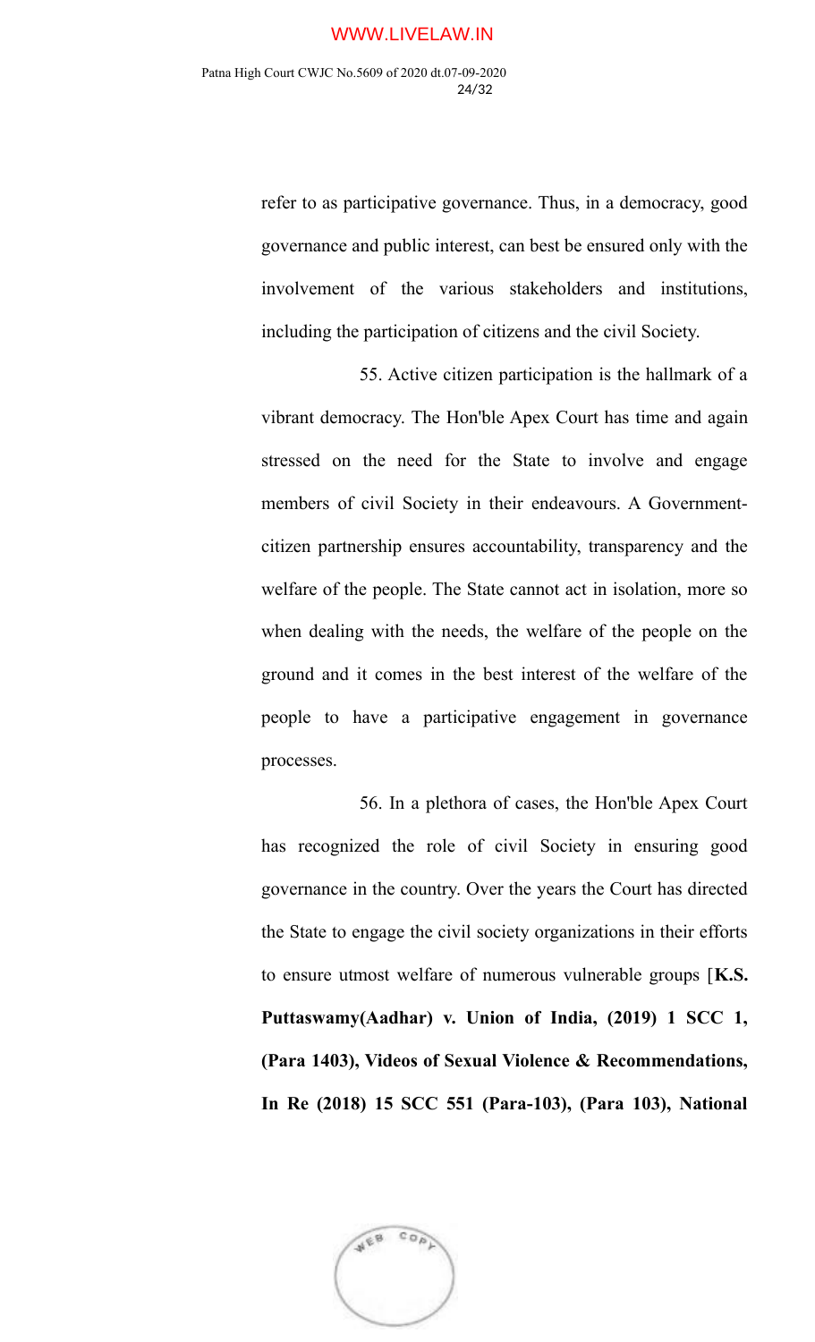refer to as participative governance. Thus, in a democracy, good governance and public interest, can best be ensured only with the involvement of the various stakeholders and institutions, including the participation of citizens and the civil Society.

55. Active citizen participation is the hallmark of a vibrant democracy. The Hon'ble Apex Court has time and again stressed on the need for the State to involve and engage members of civil Society in their endeavours. A Government-citizen partnership ensures accountability, transparency and the welfare of the people. The State cannot act in isolation, more so when dealing with the needs, the welfare of the people on the ground and it comes in the best interest of the welfare of the people to have a participative engagement in governance processes.

56. In a plethora of cases, the Hon'ble Apex Court has recognized the role of civil Society in ensuring good governance in the country. Over the years the Court has directed the State to engage the civil society organizations in their efforts to ensure utmost welfare of numerous vulnerable groups [**K.S. Puttaswamy(Aadhar) v. Union of India, (2019) 1 SCC 1, (Para 1403), Videos of Sexual Violence & Recommendations, In Re (2018) 15 SCC 551 (Para-103), (Para 103), National**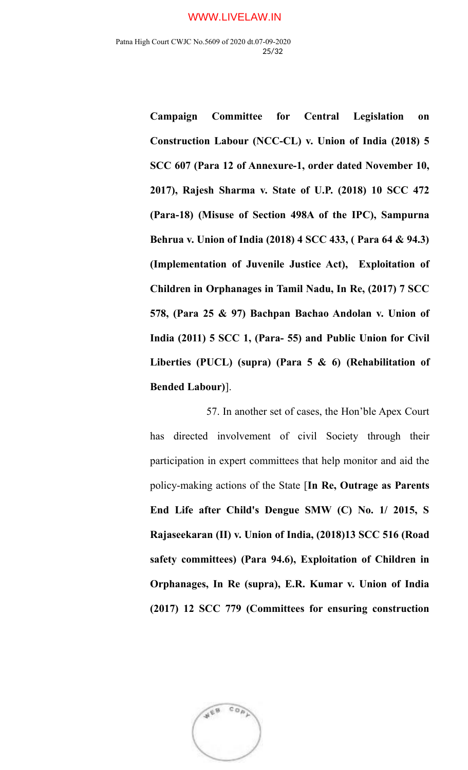**Campaign Committee for Central Legislation on Construction Labour (NCC-CL) v. Union of India (2018) 5 SCC 607 (Para 12 of Annexure-1, order dated November 10, 2017), Rajesh Sharma v. State of U.P. (2018) 10 SCC 472 (Para-18) (Misuse of Section 498A of the IPC), Sampurna Behrua v. Union of India (2018) 4 SCC 433, ( Para 64 & 94.3) (Implementation of Juvenile Justice Act), Exploitation of Children in Orphanages in Tamil Nadu, In Re, (2017) 7 SCC 578, (Para 25 & 97) Bachpan Bachao Andolan v. Union of India (2011) 5 SCC 1, (Para- 55) and Public Union for Civil Liberties (PUCL) (supra) (Para 5 & 6) (Rehabilitation of Bended Labour)**].

57. In another set of cases, the Hon'ble Apex Court has directed involvement of civil Society through their participation in expert committees that help monitor and aid the policy-making actions of the State [**In Re, Outrage as Parents End Life after Child's Dengue SMW (C) No. 1/ 2015, S Rajaseekaran (II) v. Union of India, (2018)13 SCC 516 (Road safety committees) (Para 94.6), Exploitation of Children in Orphanages, In Re (supra), E.R. Kumar v. Union of India (2017) 12 SCC 779 (Committees for ensuring construction**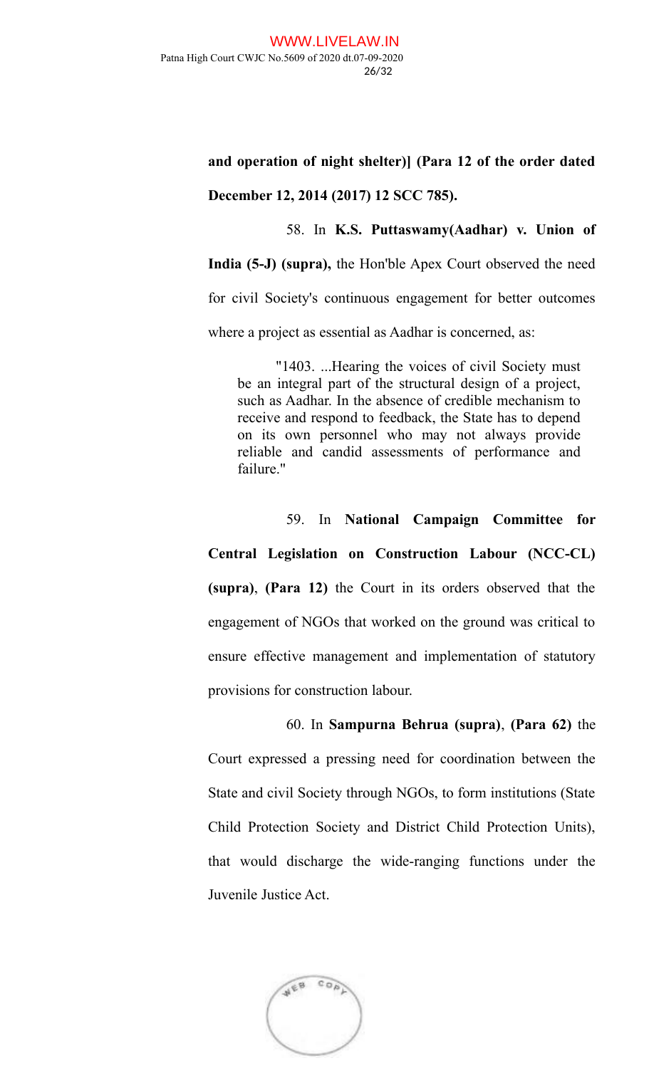**and operation of night shelter)] (Para 12 of the order dated December 12, 2014 (2017) 12 SCC 785).**

58. In **K.S. Puttaswamy(Aadhar) v. Union of India (5-J) (supra),** the Hon'ble Apex Court observed the need for civil Society's continuous engagement for better outcomes where a project as essential as Aadhar is concerned, as:

> "1403. ...Hearing the voices of civil Society must be an integral part of the structural design of a project, such as Aadhar. In the absence of credible mechanism to receive and respond to feedback, the State has to depend on its own personnel who may not always provide reliable and candid assessments of performance and failure."

59. In **National Campaign Committee for Central Legislation on Construction Labour (NCC-CL) (supra)**, **(Para 12)** the Court in its orders observed that the engagement of NGOs that worked on the ground was critical to ensure effective management and implementation of statutory provisions for construction labour.

60. In **Sampurna Behrua (supra)**, **(Para 62)** the Court expressed a pressing need for coordination between the State and civil Society through NGOs, to form institutions (State Child Protection Society and District Child Protection Units), that would discharge the wide-ranging functions under the Juvenile Justice Act.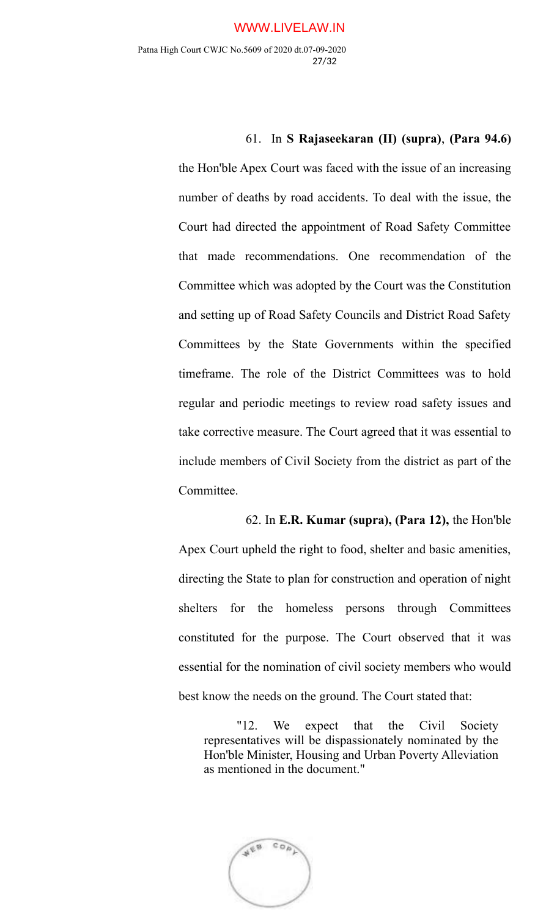61. In **S Rajaseekaran (II) (supra)**, **(Para 94.6)** the Hon'ble Apex Court was faced with the issue of an increasing number of deaths by road accidents. To deal with the issue, the Court had directed the appointment of Road Safety Committee that made recommendations. One recommendation of the Committee which was adopted by the Court was the Constitution and setting up of Road Safety Councils and District Road Safety Committees by the State Governments within the specified timeframe. The role of the District Committees was to hold regular and periodic meetings to review road safety issues and take corrective measure. The Court agreed that it was essential to include members of Civil Society from the district as part of the Committee.

62. In **E.R. Kumar (supra), (Para 12),** the Hon'ble Apex Court upheld the right to food, shelter and basic amenities, directing the State to plan for construction and operation of night shelters for the homeless persons through Committees constituted for the purpose. The Court observed that it was essential for the nomination of civil society members who would best know the needs on the ground. The Court stated that:

> "12. We expect that the Civil Society representatives will be dispassionately nominated by the Hon'ble Minister, Housing and Urban Poverty Alleviation as mentioned in the document."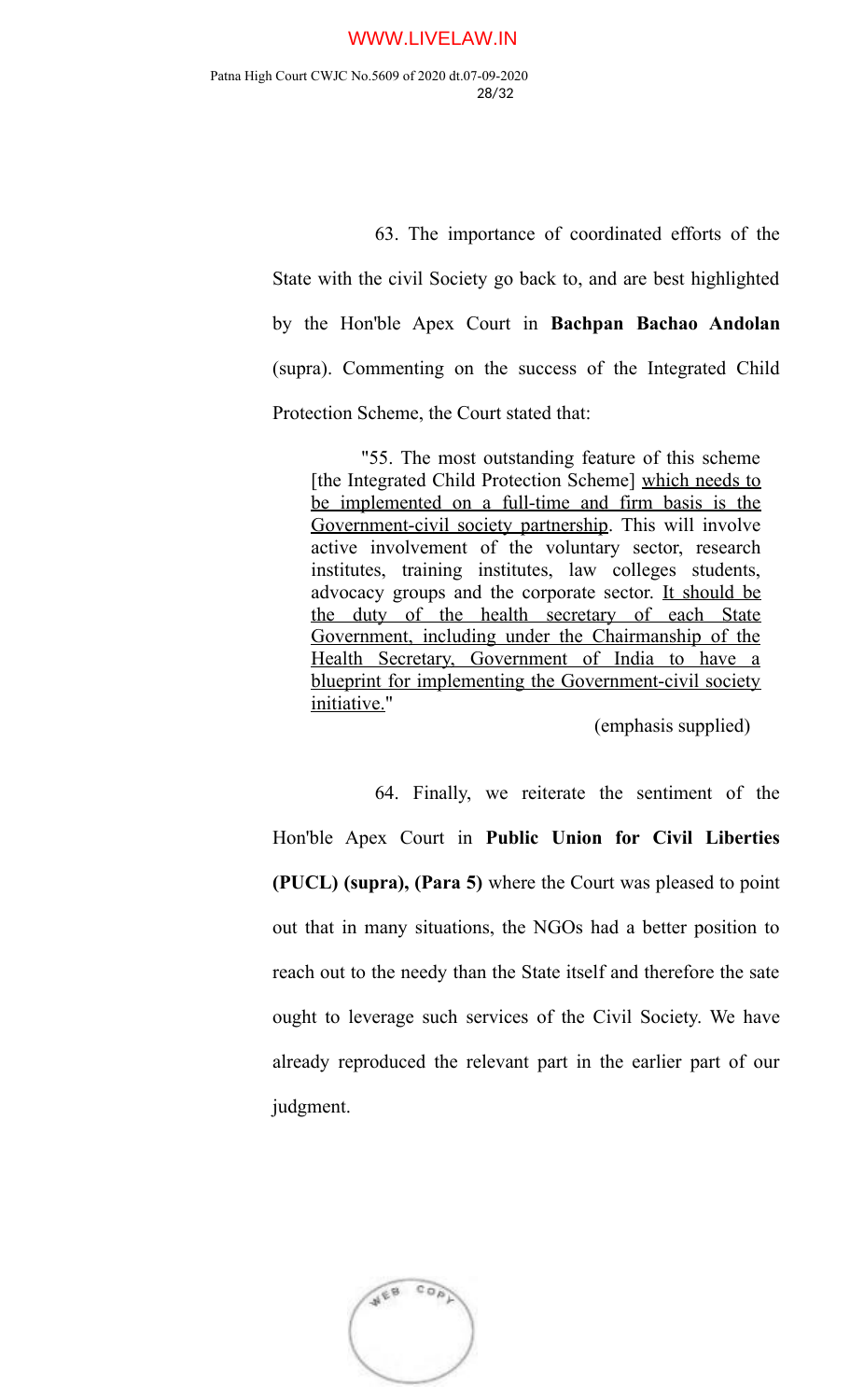63. The importance of coordinated efforts of the State with the civil Society go back to, and are best highlighted by the Hon'ble Apex Court in **Bachpan Bachao Andolan** (supra). Commenting on the success of the Integrated Child Protection Scheme, the Court stated that:

> "55. The most outstanding feature of this scheme [the Integrated Child Protection Scheme] <u>which needs to be implemented on a full-time and firm basis is the Government-civil society partnership</u>. This will involve active involvement of the voluntary sector, research institutes, training institutes, law colleges students, advocacy groups and the corporate sector. <u>It should be the duty of the health secretary of each State Government, including under the Chairmanship of the Health Secretary, Government of India to have a blueprint for implementing the Government-civil society initiative.</u>"
>
> (emphasis supplied)

64. Finally, we reiterate the sentiment of the Hon'ble Apex Court in **Public Union for Civil Liberties (PUCL) (supra), (Para 5)** where the Court was pleased to point out that in many situations, the NGOs had a better position to reach out to the needy than the State itself and therefore the sate ought to leverage such services of the Civil Society. We have already reproduced the relevant part in the earlier part of our judgment.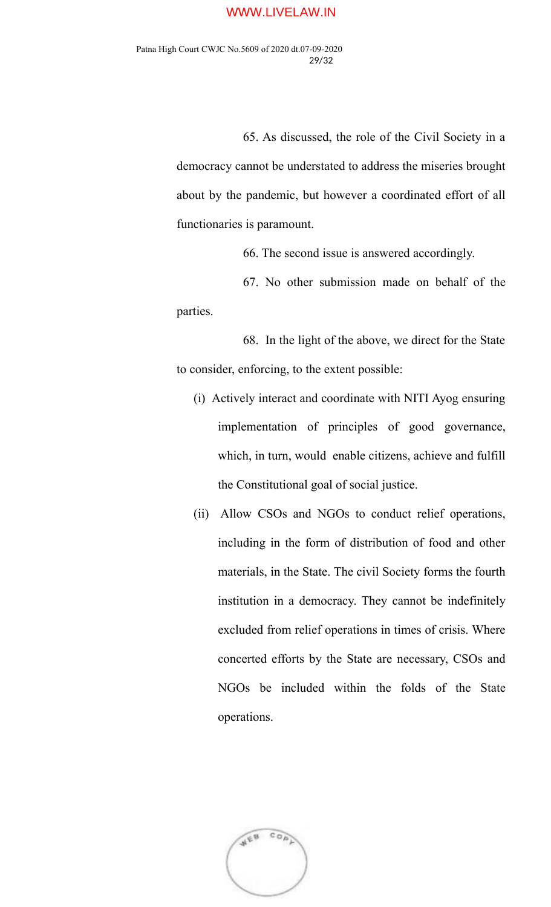65. As discussed, the role of the Civil Society in a democracy cannot be understated to address the miseries brought about by the pandemic, but however a coordinated effort of all functionaries is paramount.

66. The second issue is answered accordingly.

67. No other submission made on behalf of the parties.

68. In the light of the above, we direct for the State to consider, enforcing, to the extent possible:

(i) Actively interact and coordinate with NITI Ayog ensuring implementation of principles of good governance, which, in turn, would enable citizens, achieve and fulfill the Constitutional goal of social justice.

(ii) Allow CSOs and NGOs to conduct relief operations, including in the form of distribution of food and other materials, in the State. The civil Society forms the fourth institution in a democracy. They cannot be indefinitely excluded from relief operations in times of crisis. Where concerted efforts by the State are necessary, CSOs and NGOs be included within the folds of the State operations.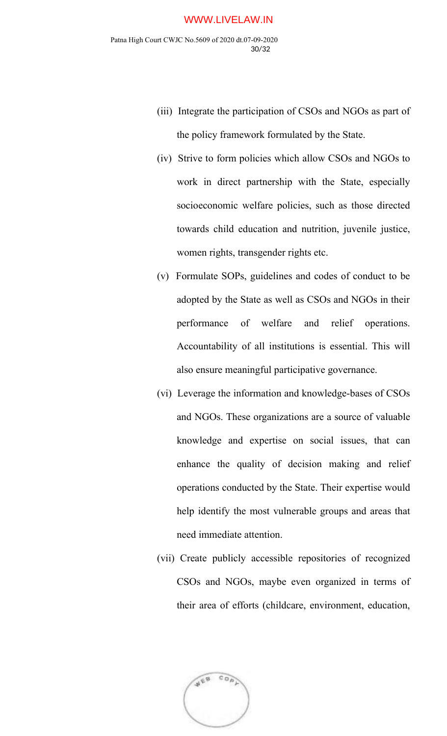(iii) Integrate the participation of CSOs and NGOs as part of the policy framework formulated by the State.

(iv) Strive to form policies which allow CSOs and NGOs to work in direct partnership with the State, especially socioeconomic welfare policies, such as those directed towards child education and nutrition, juvenile justice, women rights, transgender rights etc.

(v) Formulate SOPs, guidelines and codes of conduct to be adopted by the State as well as CSOs and NGOs in their performance of welfare and relief operations. Accountability of all institutions is essential. This will also ensure meaningful participative governance.

(vi) Leverage the information and knowledge-bases of CSOs and NGOs. These organizations are a source of valuable knowledge and expertise on social issues, that can enhance the quality of decision making and relief operations conducted by the State. Their expertise would help identify the most vulnerable groups and areas that need immediate attention.

(vii) Create publicly accessible repositories of recognized CSOs and NGOs, maybe even organized in terms of their area of efforts (childcare, environment, education,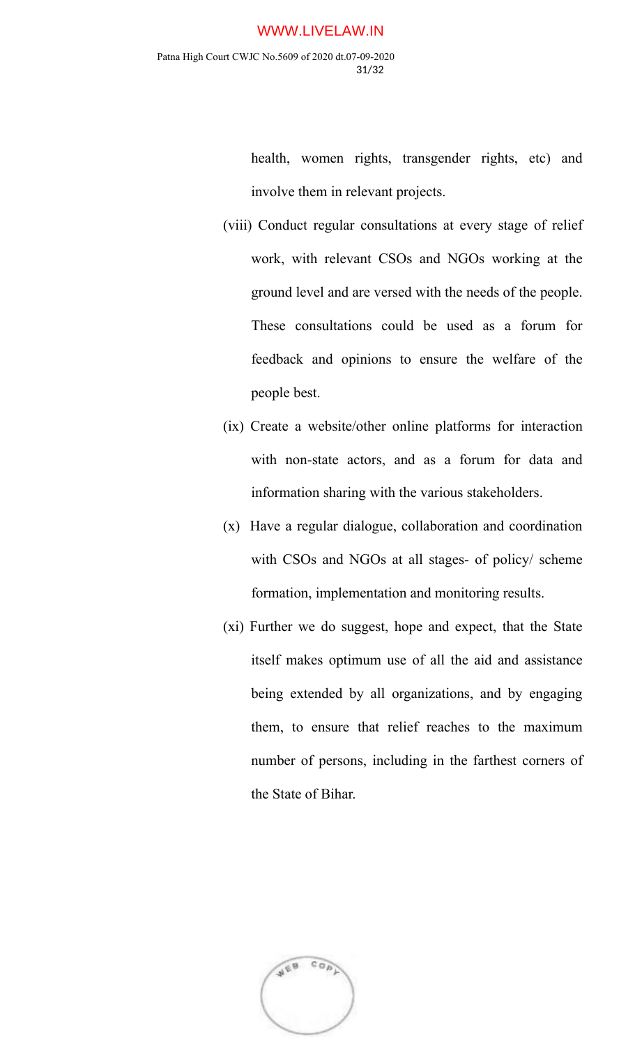health, women rights, transgender rights, etc) and involve them in relevant projects.

(viii) Conduct regular consultations at every stage of relief work, with relevant CSOs and NGOs working at the ground level and are versed with the needs of the people. These consultations could be used as a forum for feedback and opinions to ensure the welfare of the people best.

(ix) Create a website/other online platforms for interaction with non-state actors, and as a forum for data and information sharing with the various stakeholders.

(x) Have a regular dialogue, collaboration and coordination with CSOs and NGOs at all stages- of policy/ scheme formation, implementation and monitoring results.

(xi) Further we do suggest, hope and expect, that the State itself makes optimum use of all the aid and assistance being extended by all organizations, and by engaging them, to ensure that relief reaches to the maximum number of persons, including in the farthest corners of the State of Bihar.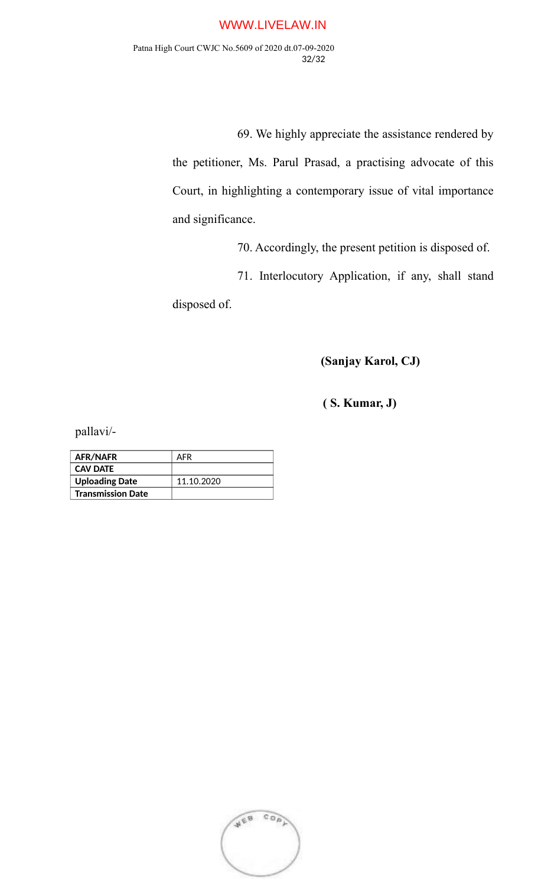69. We highly appreciate the assistance rendered by the petitioner, Ms. Parul Prasad, a practising advocate of this Court, in highlighting a contemporary issue of vital importance and significance.

70. Accordingly, the present petition is disposed of.

71. Interlocutory Application, if any, shall stand disposed of.

**(Sanjay Karol, CJ)**

**( S. Kumar, J)**

pallavi/-

| | |
|---|---|
| **AFR/NAFR** | AFR |
| **CAV DATE** | |
| **Uploading Date** | 11.10.2020 |
| **Transmission Date** | |